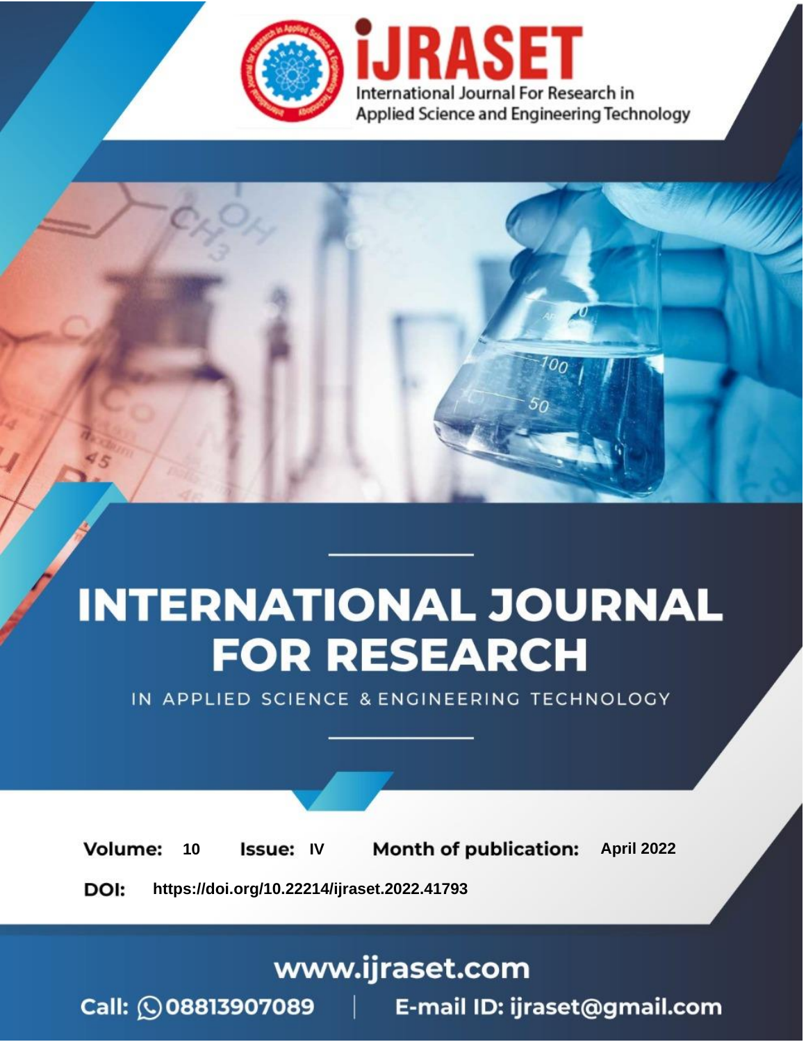# iJRASET

International Journal For Research in Applied Science and Engineering Technology

# INTERNATIONAL JOURNAL FOR RESEARCH

IN APPLIED SCIENCE & ENGINEERING TECHNOLOGY

**Volume:** 10 **Issue:** IV **Month of publication:** April 2022

**DOI:** https://doi.org/10.22214/ijraset.2022.41793

www.ijraset.com

Call: 08813907089 | E-mail ID: ijraset@gmail.com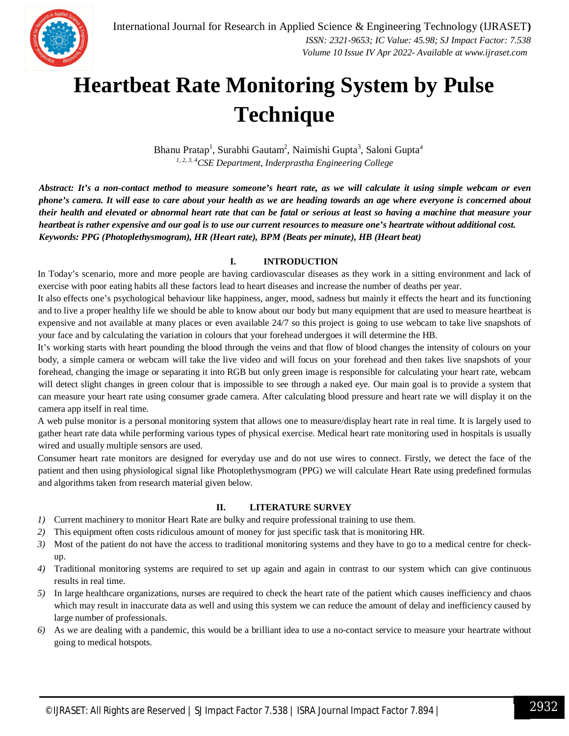# Heartbeat Rate Monitoring System by Pulse Technique

Bhanu Pratap[1], Surabhi Gautam[2], Naimishi Gupta[3], Saloni Gupta[4]

[1, 2, 3, 4]*CSE Department, Inderprastha Engineering College*

***Abstract: It's a non-contact method to measure someone's heart rate, as we will calculate it using simple webcam or even phone's camera. It will ease to care about your health as we are heading towards an age where everyone is concerned about their health and elevated or abnormal heart rate that can be fatal or serious at least so having a machine that measure your heartbeat is rather expensive and our goal is to use our current resources to measure one's heartrate without additional cost.***

***Keywords: PPG (Photoplethysmogram), HR (Heart rate), BPM (Beats per minute), HB (Heart beat)***

## I. INTRODUCTION

In Today's scenario, more and more people are having cardiovascular diseases as they work in a sitting environment and lack of exercise with poor eating habits all these factors lead to heart diseases and increase the number of deaths per year.

It also effects one's psychological behaviour like happiness, anger, mood, sadness but mainly it effects the heart and its functioning and to live a proper healthy life we should be able to know about our body but many equipment that are used to measure heartbeat is expensive and not available at many places or even available 24/7 so this project is going to use webcam to take live snapshots of your face and by calculating the variation in colours that your forehead undergoes it will determine the HB.

It's working starts with heart pounding the blood through the veins and that flow of blood changes the intensity of colours on your body, a simple camera or webcam will take the live video and will focus on your forehead and then takes live snapshots of your forehead, changing the image or separating it into RGB but only green image is responsible for calculating your heart rate, webcam will detect slight changes in green colour that is impossible to see through a naked eye. Our main goal is to provide a system that can measure your heart rate using consumer grade camera. After calculating blood pressure and heart rate we will display it on the camera app itself in real time.

A web pulse monitor is a personal monitoring system that allows one to measure/display heart rate in real time. It is largely used to gather heart rate data while performing various types of physical exercise. Medical heart rate monitoring used in hospitals is usually wired and usually multiple sensors are used.

Consumer heart rate monitors are designed for everyday use and do not use wires to connect. Firstly, we detect the face of the patient and then using physiological signal like Photoplethysmogram (PPG) we will calculate Heart Rate using predefined formulas and algorithms taken from research material given below.

## II. LITERATURE SURVEY

1) Current machinery to monitor Heart Rate are bulky and require professional training to use them.
2) This equipment often costs ridiculous amount of money for just specific task that is monitoring HR.
3) Most of the patient do not have the access to traditional monitoring systems and they have to go to a medical centre for check-up.
4) Traditional monitoring systems are required to set up again and again in contrast to our system which can give continuous results in real time.
5) In large healthcare organizations, nurses are required to check the heart rate of the patient which causes inefficiency and chaos which may result in inaccurate data as well and using this system we can reduce the amount of delay and inefficiency caused by large number of professionals.
6) As we are dealing with a pandemic, this would be a brilliant idea to use a no-contact service to measure your heartrate without going to medical hotspots.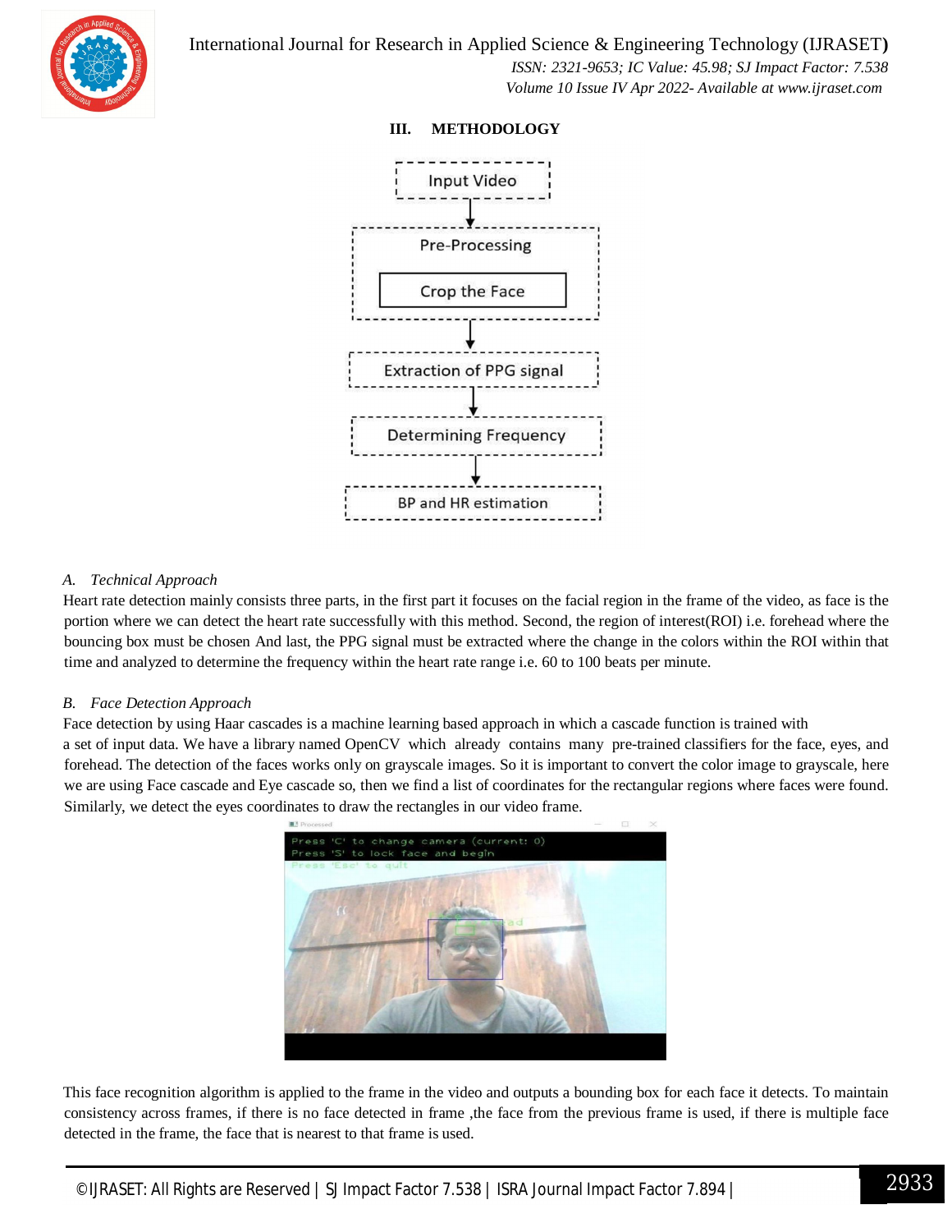## III. METHODOLOGY

Input Video → Pre-Processing (Crop the Face) → Extraction of PPG signal → Determining Frequency → BP and HR estimation

### A. Technical Approach

Heart rate detection mainly consists three parts, in the first part it focuses on the facial region in the frame of the video, as face is the portion where we can detect the heart rate successfully with this method. Second, the region of interest(ROI) i.e. forehead where the bouncing box must be chosen And last, the PPG signal must be extracted where the change in the colors within the ROI within that time and analyzed to determine the frequency within the heart rate range i.e. 60 to 100 beats per minute.

### B. Face Detection Approach

Face detection by using Haar cascades is a machine learning based approach in which a cascade function is trained with a set of input data. We have a library named OpenCV which already contains many pre-trained classifiers for the face, eyes, and forehead. The detection of the faces works only on grayscale images. So it is important to convert the color image to grayscale, here we are using Face cascade and Eye cascade so, then we find a list of coordinates for the rectangular regions where faces were found. Similarly, we detect the eyes coordinates to draw the rectangles in our video frame.

This face recognition algorithm is applied to the frame in the video and outputs a bounding box for each face it detects. To maintain consistency across frames, if there is no face detected in frame ,the face from the previous frame is used, if there is multiple face detected in the frame, the face that is nearest to that frame is used.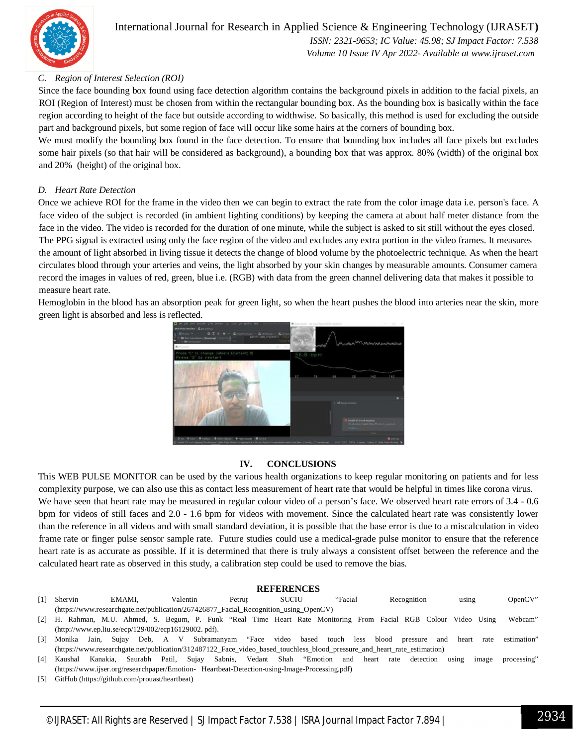### C. Region of Interest Selection (ROI)

Since the face bounding box found using face detection algorithm contains the background pixels in addition to the facial pixels, an ROI (Region of Interest) must be chosen from within the rectangular bounding box. As the bounding box is basically within the face region according to height of the face but outside according to widthwise. So basically, this method is used for excluding the outside part and background pixels, but some region of face will occur like some hairs at the corners of bounding box.

We must modify the bounding box found in the face detection. To ensure that bounding box includes all face pixels but excludes some hair pixels (so that hair will be considered as background), a bounding box that was approx. 80% (width) of the original box and 20% (height) of the original box.

### D. Heart Rate Detection

Once we achieve ROI for the frame in the video then we can begin to extract the rate from the color image data i.e. person's face. A face video of the subject is recorded (in ambient lighting conditions) by keeping the camera at about half meter distance from the face in the video. The video is recorded for the duration of one minute, while the subject is asked to sit still without the eyes closed. The PPG signal is extracted using only the face region of the video and excludes any extra portion in the video frames. It measures the amount of light absorbed in living tissue it detects the change of blood volume by the photoelectric technique. As when the heart circulates blood through your arteries and veins, the light absorbed by your skin changes by measurable amounts. Consumer camera record the images in values of red, green, blue i.e. (RGB) with data from the green channel delivering data that makes it possible to measure heart rate.

Hemoglobin in the blood has an absorption peak for green light, so when the heart pushes the blood into arteries near the skin, more green light is absorbed and less is reflected.

## IV. CONCLUSIONS

This WEB PULSE MONITOR can be used by the various health organizations to keep regular monitoring on patients and for less complexity purpose, we can also use this as contact less measurement of heart rate that would be helpful in times like corona virus.

We have seen that heart rate may be measured in regular colour video of a person's face. We observed heart rate errors of 3.4 - 0.6 bpm for videos of still faces and 2.0 - 1.6 bpm for videos with movement. Since the calculated heart rate was consistently lower than the reference in all videos and with small standard deviation, it is possible that the base error is due to a miscalculation in video frame rate or finger pulse sensor sample rate. Future studies could use a medical-grade pulse monitor to ensure that the reference heart rate is as accurate as possible. If it is determined that there is truly always a consistent offset between the reference and the calculated heart rate as observed in this study, a calibration step could be used to remove the bias.

## REFERENCES

[1] Shervin EMAMI, Valentin Petruț SUCIU "Facial Recognition using OpenCV" (https://www.researchgate.net/publication/267426877_Facial_Recognition_using_OpenCV)

[2] H. Rahman, M.U. Ahmed, S. Begum, P. Funk "Real Time Heart Rate Monitoring From Facial RGB Colour Video Using Webcam" (http://www.ep.liu.se/ecp/129/002/ecp16129002. pdf).

[3] Monika Jain, Sujay Deb, A V Subramanyam "Face video based touch less blood pressure and heart rate estimation" (https://www.researchgate.net/publication/312487122_Face_video_based_touchless_blood_pressure_and_heart_rate_estimation)

[4] Kaushal Kanakia, Saurabh Patil, Sujay Sabnis, Vedant Shah "Emotion and heart rate detection using image processing" (https://www.ijser.org/researchpaper/Emotion- Heartbeat-Detection-using-Image-Processing.pdf)

[5] GitHub (https://github.com/prouast/heartbeat)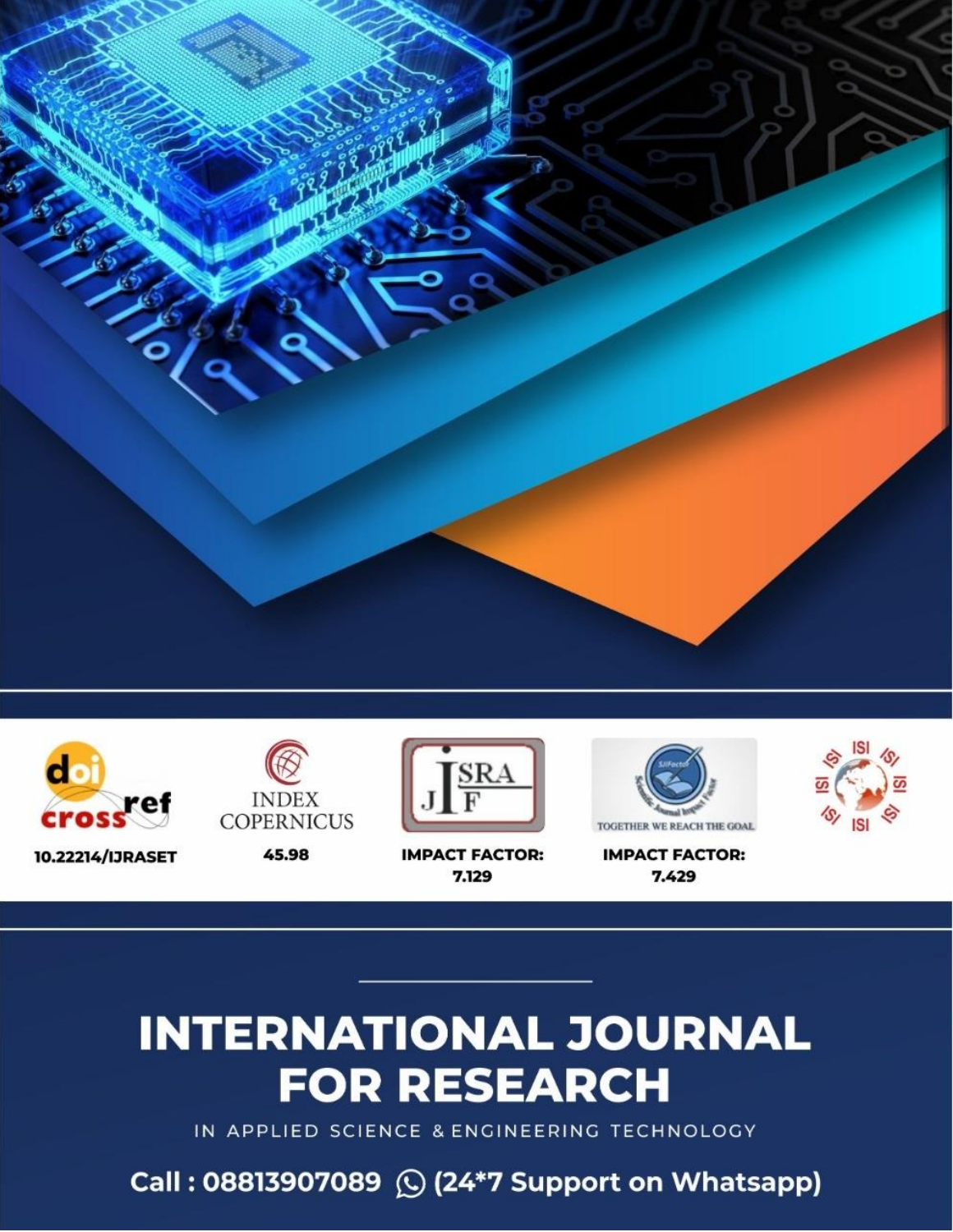doi crossref

10.22214/IJRASET

INDEX COPERNICUS

45.98

ISRA JIF

IMPACT FACTOR: 7.129

SJIFactor

TOGETHER WE REACH THE GOAL

IMPACT FACTOR: 7.429

ISI

# INTERNATIONAL JOURNAL FOR RESEARCH

IN APPLIED SCIENCE & ENGINEERING TECHNOLOGY

Call : 08813907089 (24*7 Support on Whatsapp)